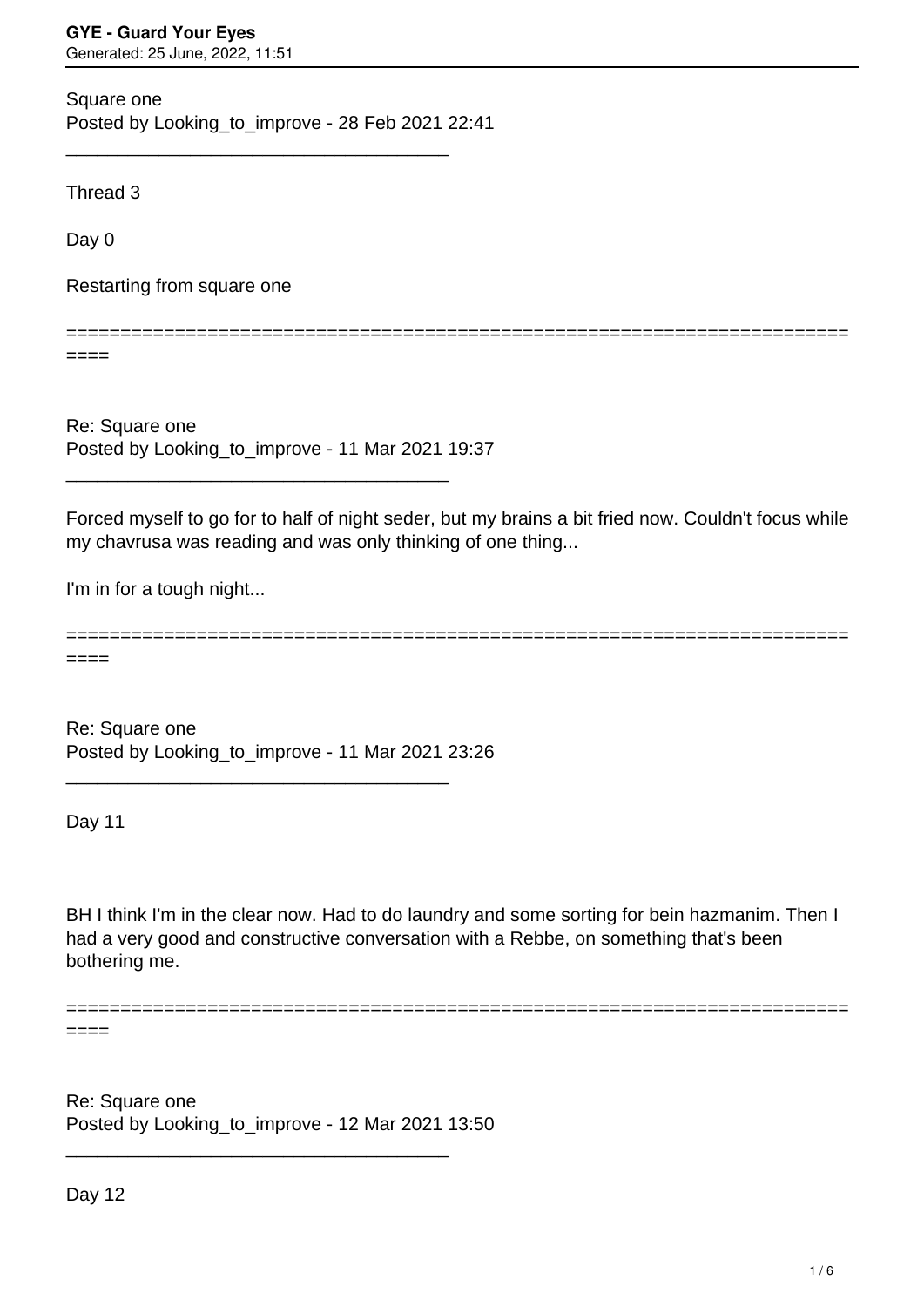Square one
Posted by Looking_to_improve - 28 Feb 2021 22:41

---

Thread 3

Day 0

Restarting from square one

========================================================================

Re: Square one
Posted by Looking_to_improve - 11 Mar 2021 19:37

---

Forced myself to go for to half of night seder, but my brains a bit fried now. Couldn't focus while my chavrusa was reading and was only thinking of one thing...

I'm in for a tough night...

========================================================================

Re: Square one
Posted by Looking_to_improve - 11 Mar 2021 23:26

---

Day 11

BH I think I'm in the clear now. Had to do laundry and some sorting for bein hazmanim. Then I had a very good and constructive conversation with a Rebbe, on something that's been bothering me.

========================================================================

Re: Square one
Posted by Looking_to_improve - 12 Mar 2021 13:50

---

Day 12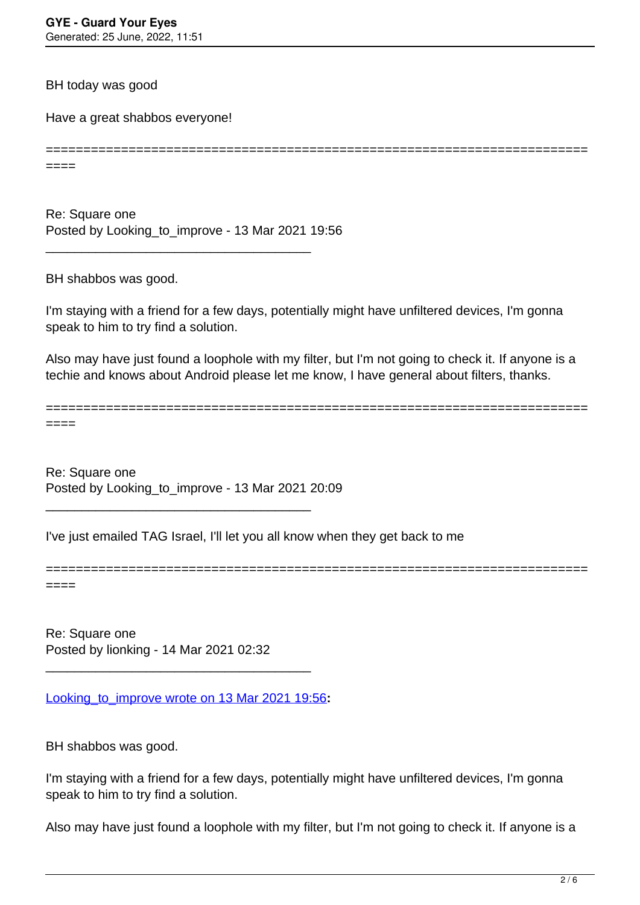BH today was good

Have a great shabbos everyone!

========================================================================
====

Re: Square one
Posted by Looking_to_improve - 13 Mar 2021 19:56

_____________________________________

BH shabbos was good.

I'm staying with a friend for a few days, potentially might have unfiltered devices, I'm gonna speak to him to try find a solution.

Also may have just found a loophole with my filter, but I'm not going to check it. If anyone is a techie and knows about Android please let me know, I have general about filters, thanks.

========================================================================
====

Re: Square one
Posted by Looking_to_improve - 13 Mar 2021 20:09

_____________________________________

I've just emailed TAG Israel, I'll let you all know when they get back to me

========================================================================
====

Re: Square one
Posted by lionking - 14 Mar 2021 02:32

_____________________________________

Looking_to_improve wrote on 13 Mar 2021 19:56**:**

BH shabbos was good.

I'm staying with a friend for a few days, potentially might have unfiltered devices, I'm gonna speak to him to try find a solution.

Also may have just found a loophole with my filter, but I'm not going to check it. If anyone is a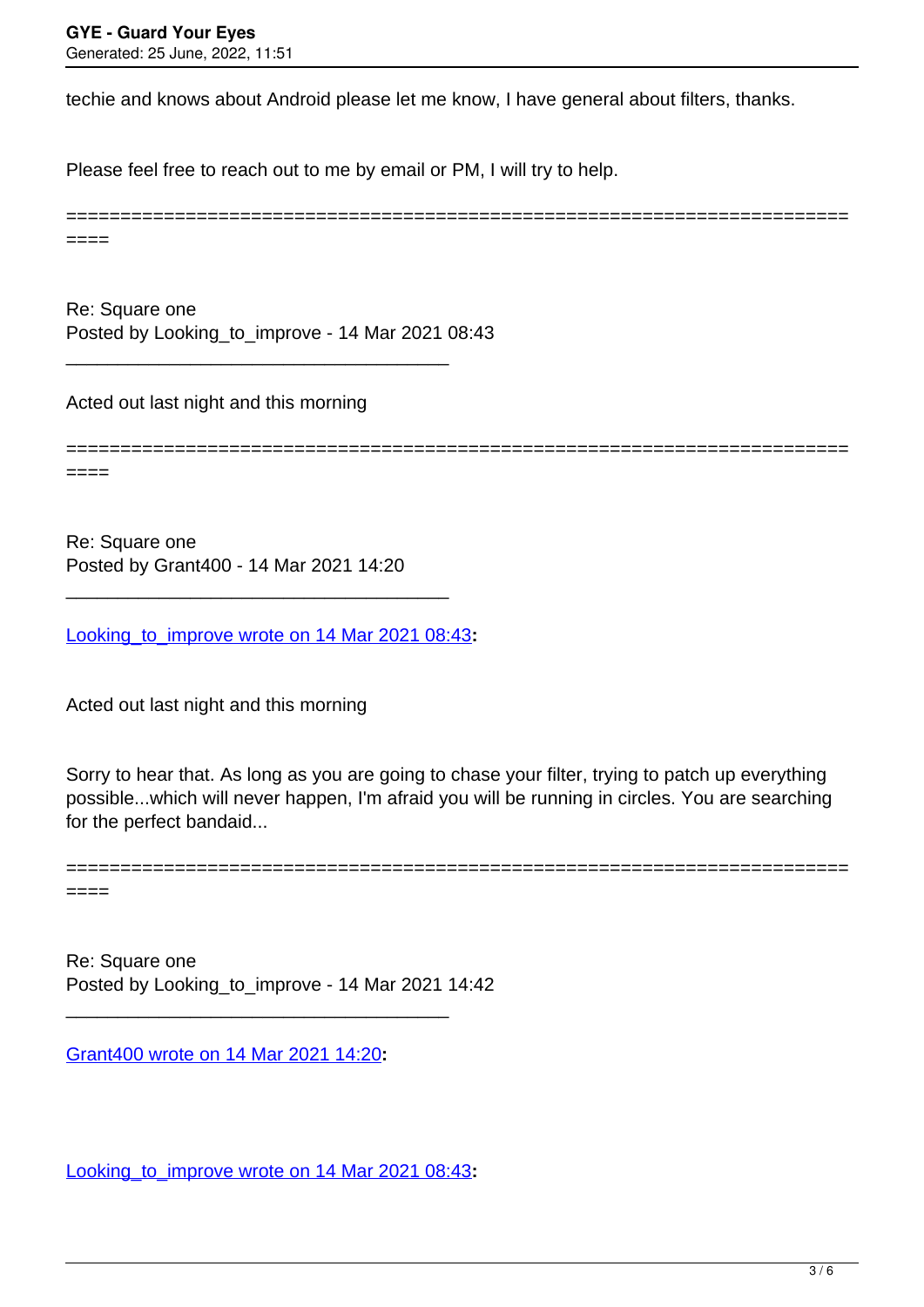techie and knows about Android please let me know, I have general about filters, thanks.

Please feel free to reach out to me by email or PM, I will try to help.

============================================================================

Re: Square one
Posted by Looking_to_improve - 14 Mar 2021 08:43

---

Acted out last night and this morning

============================================================================

Re: Square one
Posted by Grant400 - 14 Mar 2021 14:20

---

Looking_to_improve wrote on 14 Mar 2021 08:43**:**

Acted out last night and this morning

Sorry to hear that. As long as you are going to chase your filter, trying to patch up everything possible...which will never happen, I'm afraid you will be running in circles. You are searching for the perfect bandaid...

============================================================================

Re: Square one
Posted by Looking_to_improve - 14 Mar 2021 14:42

---

Grant400 wrote on 14 Mar 2021 14:20**:**

Looking_to_improve wrote on 14 Mar 2021 08:43**:**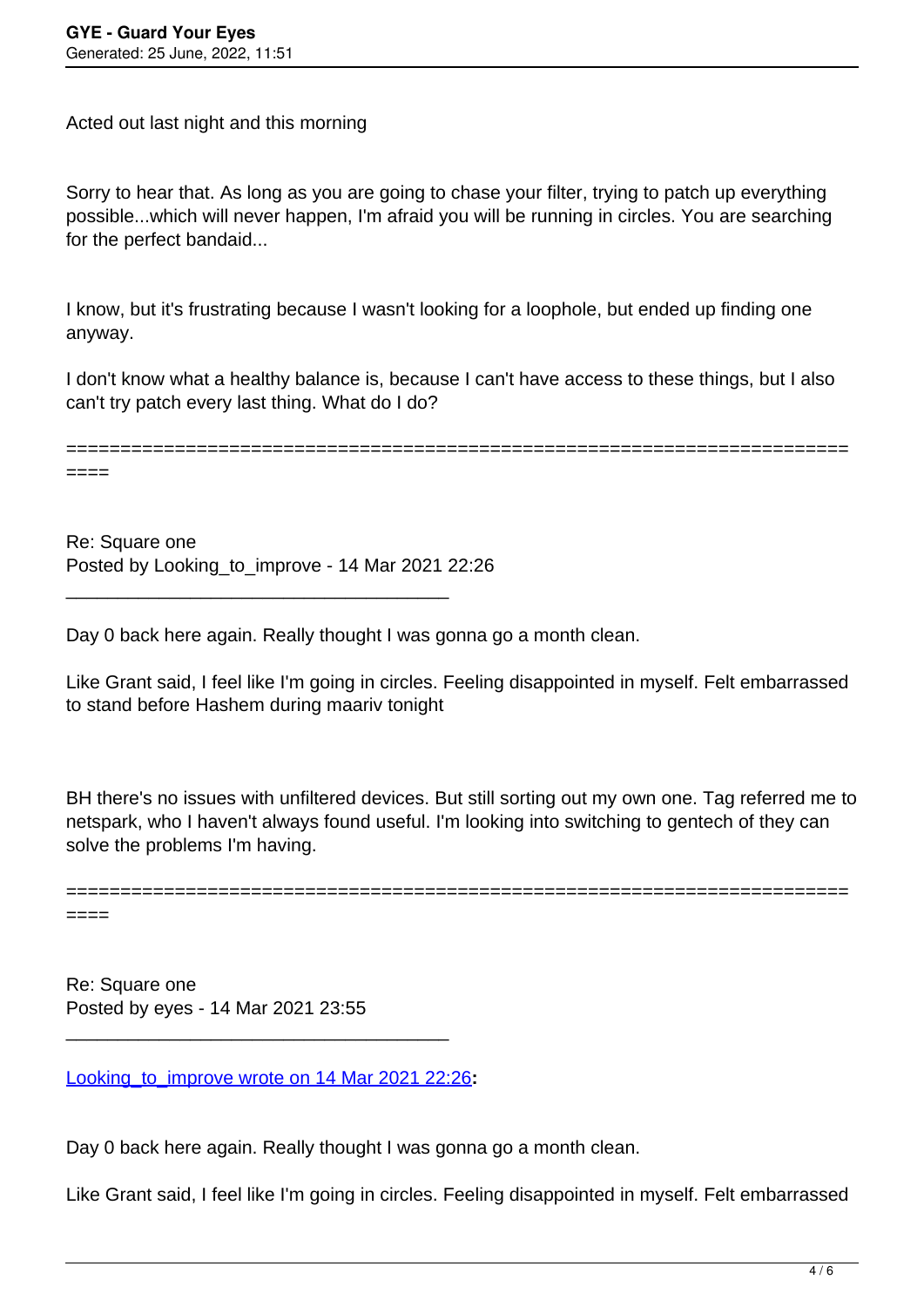Acted out last night and this morning

Sorry to hear that. As long as you are going to chase your filter, trying to patch up everything possible...which will never happen, I'm afraid you will be running in circles. You are searching for the perfect bandaid...

I know, but it's frustrating because I wasn't looking for a loophole, but ended up finding one anyway.

I don't know what a healthy balance is, because I can't have access to these things, but I also can't try patch every last thing. What do I do?

============================================================================

Re: Square one
Posted by Looking_to_improve - 14 Mar 2021 22:26

---

Day 0 back here again. Really thought I was gonna go a month clean.

Like Grant said, I feel like I'm going in circles. Feeling disappointed in myself. Felt embarrassed to stand before Hashem during maariv tonight

BH there's no issues with unfiltered devices. But still sorting out my own one. Tag referred me to netspark, who I haven't always found useful. I'm looking into switching to gentech of they can solve the problems I'm having.

============================================================================

Re: Square one
Posted by eyes - 14 Mar 2021 23:55

---

Looking_to_improve wrote on 14 Mar 2021 22:26**:**

Day 0 back here again. Really thought I was gonna go a month clean.

Like Grant said, I feel like I'm going in circles. Feeling disappointed in myself. Felt embarrassed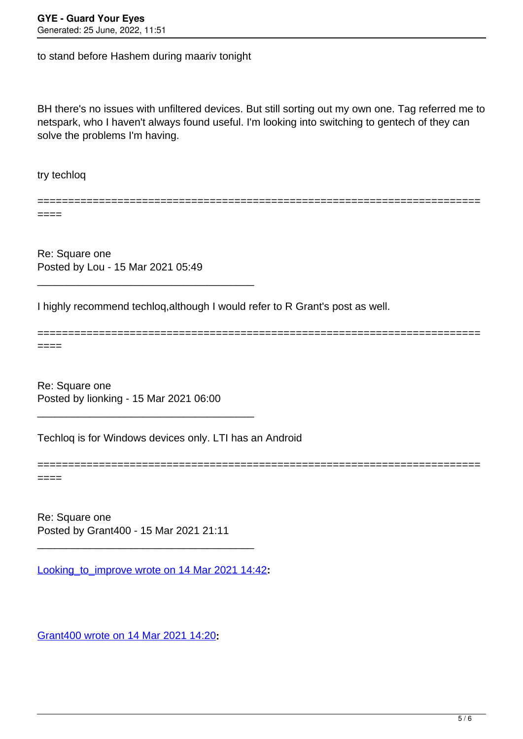to stand before Hashem during maariv tonight

BH there's no issues with unfiltered devices. But still sorting out my own one. Tag referred me to netspark, who I haven't always found useful. I'm looking into switching to gentech of they can solve the problems I'm having.

try techloq

============================================================================

Re: Square one
Posted by Lou - 15 Mar 2021 05:49

_____________________________________

I highly recommend techloq,although I would refer to R Grant's post as well.

============================================================================

Re: Square one
Posted by lionking - 15 Mar 2021 06:00

_____________________________________

Techloq is for Windows devices only. LTI has an Android

============================================================================

Re: Square one
Posted by Grant400 - 15 Mar 2021 21:11

_____________________________________

Looking_to_improve wrote on 14 Mar 2021 14:42**:**

Grant400 wrote on 14 Mar 2021 14:20**:**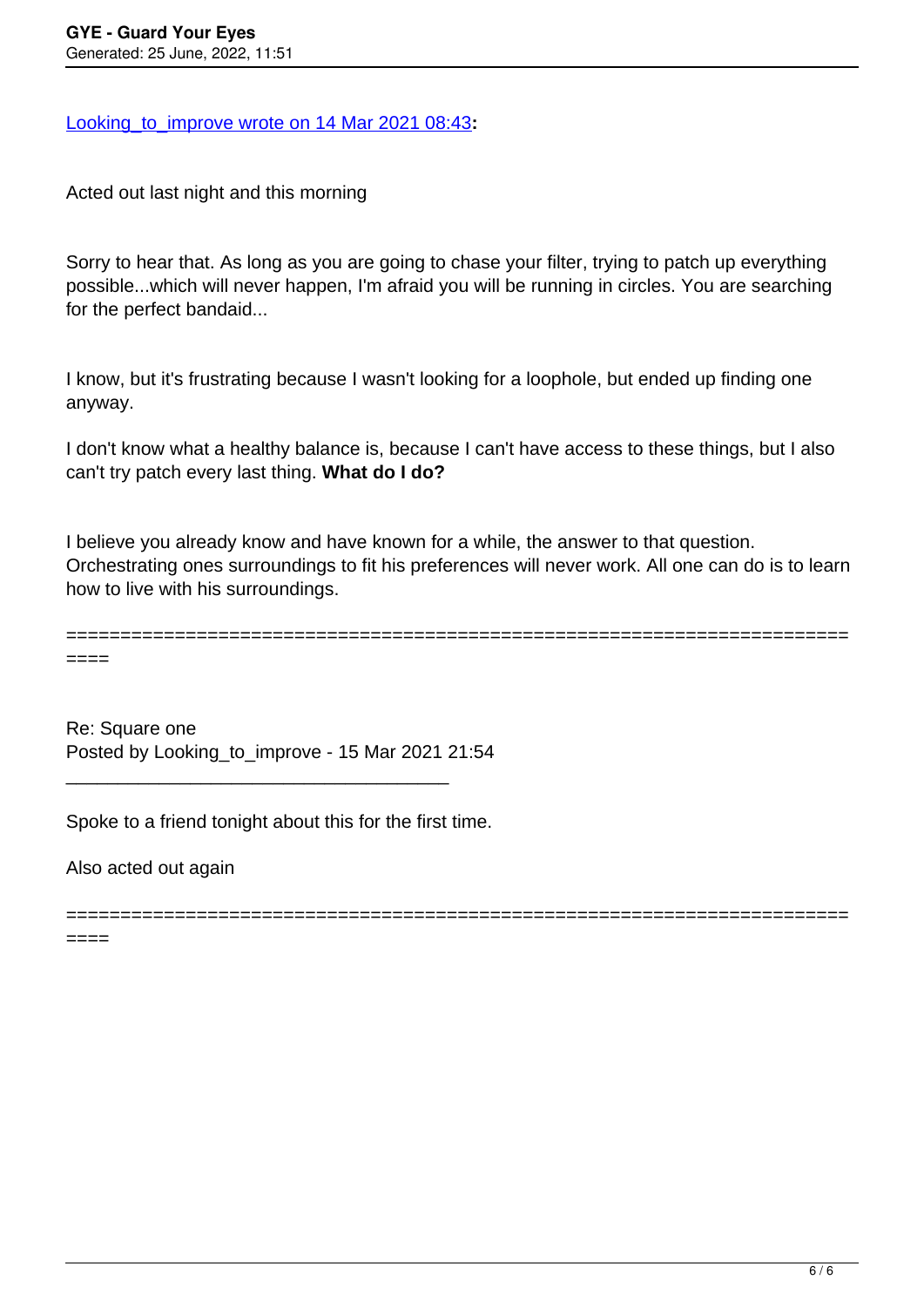[Looking_to_improve wrote on 14 Mar 2021 08:43]:

Acted out last night and this morning

Sorry to hear that. As long as you are going to chase your filter, trying to patch up everything possible...which will never happen, I'm afraid you will be running in circles. You are searching for the perfect bandaid...

I know, but it's frustrating because I wasn't looking for a loophole, but ended up finding one anyway.

I don't know what a healthy balance is, because I can't have access to these things, but I also can't try patch every last thing. **What do I do?**

I believe you already know and have known for a while, the answer to that question. Orchestrating ones surroundings to fit his preferences will never work. All one can do is to learn how to live with his surroundings.

============================================================================

Re: Square one
Posted by Looking_to_improve - 15 Mar 2021 21:54

---

Spoke to a friend tonight about this for the first time.

Also acted out again

============================================================================